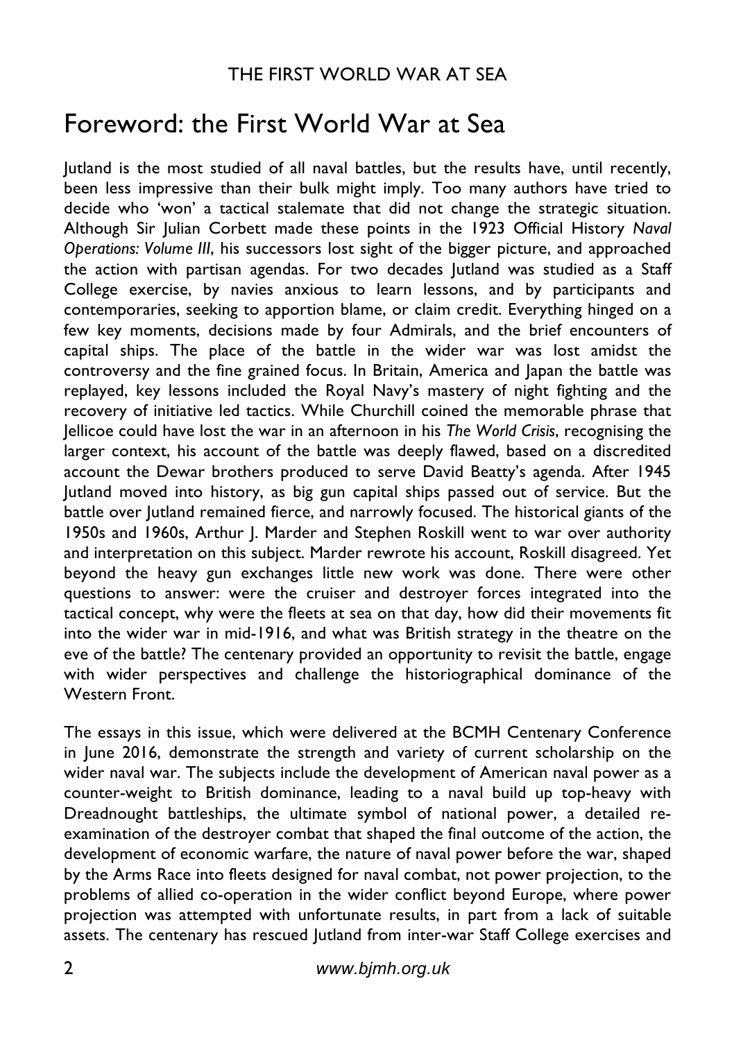# Foreword: the First World War at Sea

Jutland is the most studied of all naval battles, but the results have, until recently, been less impressive than their bulk might imply. Too many authors have tried to decide who 'won' a tactical stalemate that did not change the strategic situation. Although Sir Julian Corbett made these points in the 1923 Official History *Naval Operations: Volume III*, his successors lost sight of the bigger picture, and approached the action with partisan agendas. For two decades Jutland was studied as a Staff College exercise, by navies anxious to learn lessons, and by participants and contemporaries, seeking to apportion blame, or claim credit. Everything hinged on a few key moments, decisions made by four Admirals, and the brief encounters of capital ships. The place of the battle in the wider war was lost amidst the controversy and the fine grained focus. In Britain, America and Japan the battle was replayed, key lessons included the Royal Navy's mastery of night fighting and the recovery of initiative led tactics. While Churchill coined the memorable phrase that Jellicoe could have lost the war in an afternoon in his *The World Crisis*, recognising the larger context, his account of the battle was deeply flawed, based on a discredited account the Dewar brothers produced to serve David Beatty's agenda. After 1945 Jutland moved into history, as big gun capital ships passed out of service. But the battle over Jutland remained fierce, and narrowly focused. The historical giants of the 1950s and 1960s, Arthur J. Marder and Stephen Roskill went to war over authority and interpretation on this subject. Marder rewrote his account, Roskill disagreed. Yet beyond the heavy gun exchanges little new work was done. There were other questions to answer: were the cruiser and destroyer forces integrated into the tactical concept, why were the fleets at sea on that day, how did their movements fit into the wider war in mid-1916, and what was British strategy in the theatre on the eve of the battle? The centenary provided an opportunity to revisit the battle, engage with wider perspectives and challenge the historiographical dominance of the Western Front.

The essays in this issue, which were delivered at the BCMH Centenary Conference in June 2016, demonstrate the strength and variety of current scholarship on the wider naval war. The subjects include the development of American naval power as a counter-weight to British dominance, leading to a naval build up top-heavy with Dreadnought battleships, the ultimate symbol of national power, a detailed re-examination of the destroyer combat that shaped the final outcome of the action, the development of economic warfare, the nature of naval power before the war, shaped by the Arms Race into fleets designed for naval combat, not power projection, to the problems of allied co-operation in the wider conflict beyond Europe, where power projection was attempted with unfortunate results, in part from a lack of suitable assets. The centenary has rescued Jutland from inter-war Staff College exercises and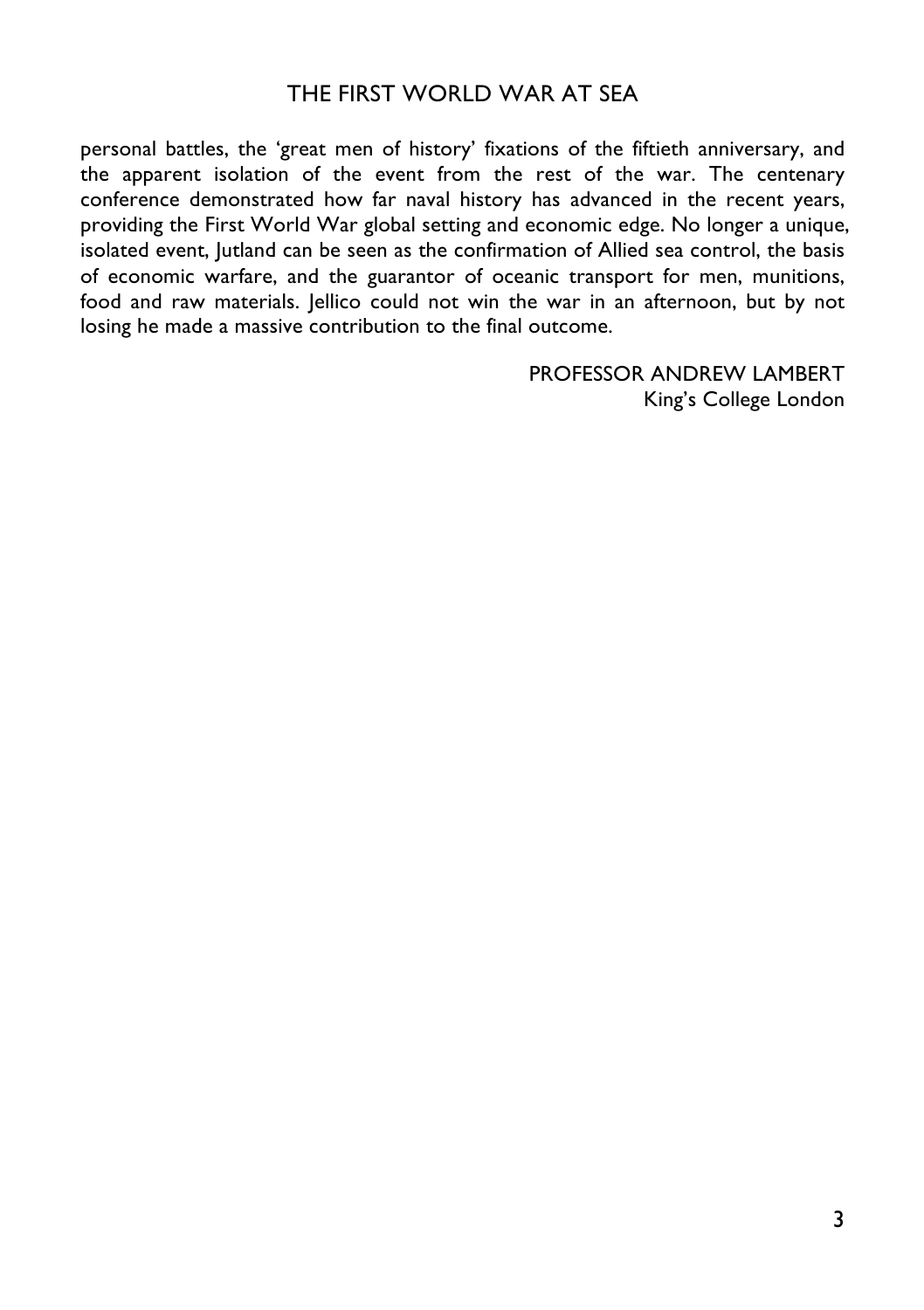personal battles, the 'great men of history' fixations of the fiftieth anniversary, and the apparent isolation of the event from the rest of the war. The centenary conference demonstrated how far naval history has advanced in the recent years, providing the First World War global setting and economic edge. No longer a unique, isolated event, Jutland can be seen as the confirmation of Allied sea control, the basis of economic warfare, and the guarantor of oceanic transport for men, munitions, food and raw materials. Jellico could not win the war in an afternoon, but by not losing he made a massive contribution to the final outcome.

PROFESSOR ANDREW LAMBERT
King's College London